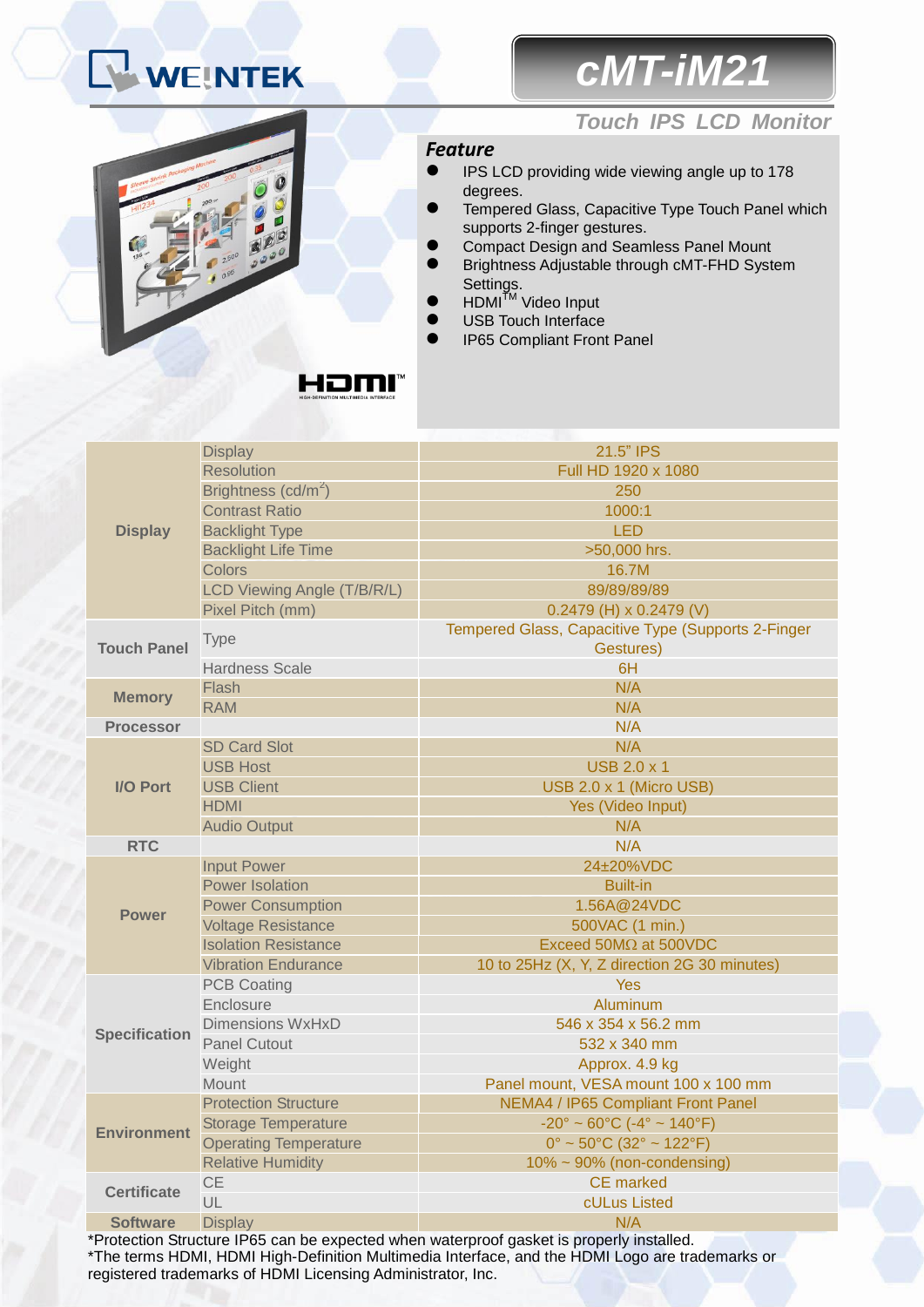# WEINTEK

# cMT-iM21

## Touch IPS LCD Monitor

### Feature

- IPS LCD providing wide viewing angle up to 178 degrees.
- Tempered Glass, Capacitive Type Touch Panel which supports 2-finger gestures.
- Compact Design and Seamless Panel Mount
- Brightness Adjustable through cMT-FHD System Settings.
- HDMI™ Video Input
- USB Touch Interface
- IP65 Compliant Front Panel

| | | |
|---|---|---|
| Display | Display | 21.5" IPS |
| | Resolution | Full HD 1920 x 1080 |
| | Brightness (cd/m²) | 250 |
| | Contrast Ratio | 1000:1 |
| | Backlight Type | LED |
| | Backlight Life Time | >50,000 hrs. |
| | Colors | 16.7M |
| | LCD Viewing Angle (T/B/R/L) | 89/89/89/89 |
| | Pixel Pitch (mm) | 0.2479 (H) x 0.2479 (V) |
| Touch Panel | Type | Tempered Glass, Capacitive Type (Supports 2-Finger Gestures) |
| | Hardness Scale | 6H |
| Memory | Flash | N/A |
| | RAM | N/A |
| Processor | | N/A |
| I/O Port | SD Card Slot | N/A |
| | USB Host | USB 2.0 x 1 |
| | USB Client | USB 2.0 x 1 (Micro USB) |
| | HDMI | Yes (Video Input) |
| | Audio Output | N/A |
| RTC | | N/A |
| Power | Input Power | 24±20%VDC |
| | Power Isolation | Built-in |
| | Power Consumption | 1.56A@24VDC |
| | Voltage Resistance | 500VAC (1 min.) |
| | Isolation Resistance | Exceed 50MΩ at 500VDC |
| | Vibration Endurance | 10 to 25Hz (X, Y, Z direction 2G 30 minutes) |
| Specification | PCB Coating | Yes |
| | Enclosure | Aluminum |
| | Dimensions WxHxD | 546 x 354 x 56.2 mm |
| | Panel Cutout | 532 x 340 mm |
| | Weight | Approx. 4.9 kg |
| | Mount | Panel mount, VESA mount 100 x 100 mm |
| Environment | Protection Structure | NEMA4 / IP65 Compliant Front Panel |
| | Storage Temperature | -20° ~ 60°C (-4° ~ 140°F) |
| | Operating Temperature | 0° ~ 50°C (32° ~ 122°F) |
| | Relative Humidity | 10% ~ 90% (non-condensing) |
| Certificate | CE | CE marked |
| | UL | cULus Listed |
| Software | Display | N/A |

*Protection Structure IP65 can be expected when waterproof gasket is properly installed.
*The terms HDMI, HDMI High-Definition Multimedia Interface, and the HDMI Logo are trademarks or registered trademarks of HDMI Licensing Administrator, Inc.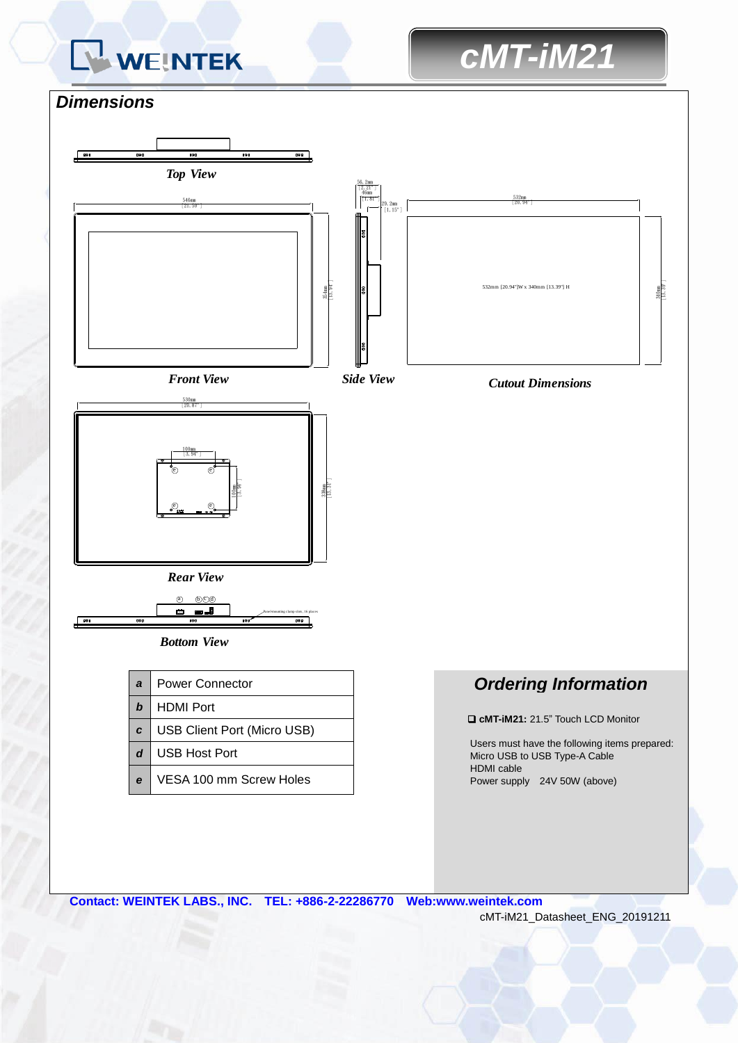# cMT-iM21

## Dimensions

*Top View*

546mm [21.50"]

354mm [13.94"]

*Front View*

56.2mm [2.21"]
46mm [1.81"]
29.2mm [1.15"]

*Side View*

532mm [20.94"]

532mm [20.94"]W x 340mm [13.39"] H

340mm [13.39"]

*Cutout Dimensions*

530mm [20.87"]

100mm [3.94"]

100mm [3.94"]

338mm [13.31"]

*Rear View*

Panel mounting clamp slots, 16 places

*Bottom View*

| | |
|---|---|
| ***a*** | Power Connector |
| ***b*** | HDMI Port |
| ***c*** | USB Client Port (Micro USB) |
| ***d*** | USB Host Port |
| ***e*** | VESA 100 mm Screw Holes |

## Ordering Information

- **cMT-iM21:** 21.5" Touch LCD Monitor

Users must have the following items prepared:
Micro USB to USB Type-A Cable
HDMI cable
Power supply 24V 50W (above)

**Contact: WEINTEK LABS., INC. TEL: +886-2-22286770 Web:www.weintek.com**

cMT-iM21_Datasheet_ENG_20191211